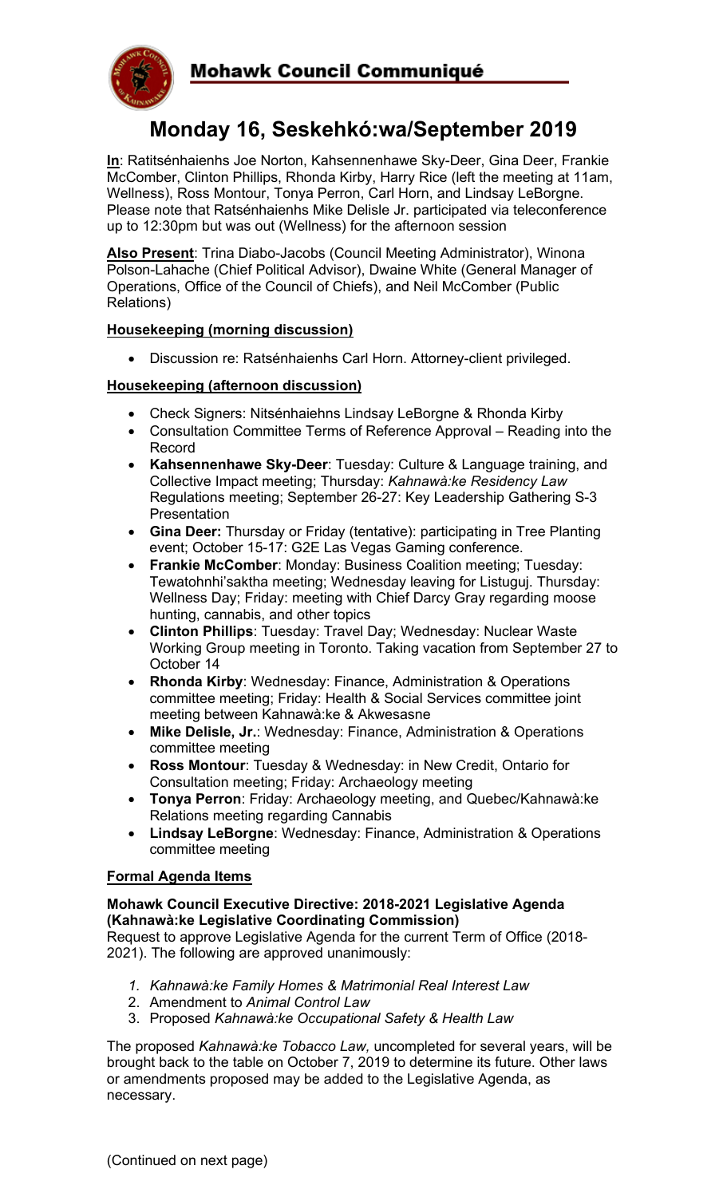## Mohawk Council Communiqué

# Monday 16, Seskehkó:wa/September 2019

**In**: Ratitsénhaienhs Joe Norton, Kahsennenhawe Sky-Deer, Gina Deer, Frankie McComber, Clinton Phillips, Rhonda Kirby, Harry Rice (left the meeting at 11am, Wellness), Ross Montour, Tonya Perron, Carl Horn, and Lindsay LeBorgne. Please note that Ratsénhaienhs Mike Delisle Jr. participated via teleconference up to 12:30pm but was out (Wellness) for the afternoon session

**Also Present**: Trina Diabo-Jacobs (Council Meeting Administrator), Winona Polson-Lahache (Chief Political Advisor), Dwaine White (General Manager of Operations, Office of the Council of Chiefs), and Neil McComber (Public Relations)

**Housekeeping (morning discussion)**

- Discussion re: Ratsénhaienhs Carl Horn. Attorney-client privileged.

**Housekeeping (afternoon discussion)**

- Check Signers: Nitsénhaiehns Lindsay LeBorgne & Rhonda Kirby
- Consultation Committee Terms of Reference Approval – Reading into the Record
- **Kahsennenhawe Sky-Deer**: Tuesday: Culture & Language training, and Collective Impact meeting; Thursday: *Kahnawà:ke Residency Law* Regulations meeting; September 26-27: Key Leadership Gathering S-3 Presentation
- **Gina Deer:** Thursday or Friday (tentative): participating in Tree Planting event; October 15-17: G2E Las Vegas Gaming conference.
- **Frankie McComber**: Monday: Business Coalition meeting; Tuesday: Tewatohnhi'saktha meeting; Wednesday leaving for Listuguj. Thursday: Wellness Day; Friday: meeting with Chief Darcy Gray regarding moose hunting, cannabis, and other topics
- **Clinton Phillips**: Tuesday: Travel Day; Wednesday: Nuclear Waste Working Group meeting in Toronto. Taking vacation from September 27 to October 14
- **Rhonda Kirby**: Wednesday: Finance, Administration & Operations committee meeting; Friday: Health & Social Services committee joint meeting between Kahnawà:ke & Akwesasne
- **Mike Delisle, Jr.**: Wednesday: Finance, Administration & Operations committee meeting
- **Ross Montour**: Tuesday & Wednesday: in New Credit, Ontario for Consultation meeting; Friday: Archaeology meeting
- **Tonya Perron**: Friday: Archaeology meeting, and Quebec/Kahnawà:ke Relations meeting regarding Cannabis
- **Lindsay LeBorgne**: Wednesday: Finance, Administration & Operations committee meeting

**Formal Agenda Items**

**Mohawk Council Executive Directive: 2018-2021 Legislative Agenda (Kahnawà:ke Legislative Coordinating Commission)**
Request to approve Legislative Agenda for the current Term of Office (2018-2021). The following are approved unanimously:

1. *Kahnawà:ke Family Homes & Matrimonial Real Interest Law*
2. Amendment to *Animal Control Law*
3. Proposed *Kahnawà:ke Occupational Safety & Health Law*

The proposed *Kahnawà:ke Tobacco Law,* uncompleted for several years, will be brought back to the table on October 7, 2019 to determine its future. Other laws or amendments proposed may be added to the Legislative Agenda, as necessary.

(Continued on next page)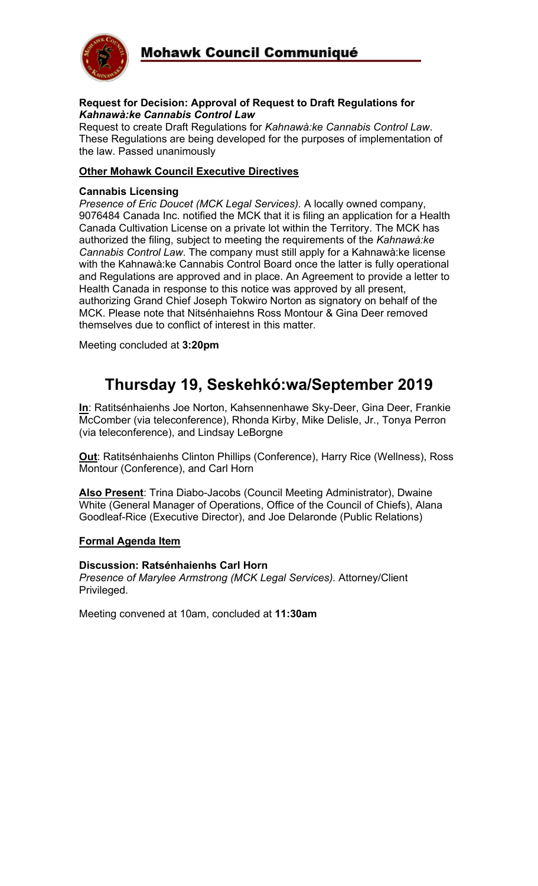**Request for Decision: Approval of Request to Draft Regulations for *Kahnawà:ke Cannabis Control Law***
Request to create Draft Regulations for *Kahnawà:ke Cannabis Control Law*. These Regulations are being developed for the purposes of implementation of the law. Passed unanimously

**Other Mohawk Council Executive Directives**

**Cannabis Licensing**
*Presence of Eric Doucet (MCK Legal Services).* A locally owned company, 9076484 Canada Inc. notified the MCK that it is filing an application for a Health Canada Cultivation License on a private lot within the Territory. The MCK has authorized the filing, subject to meeting the requirements of the *Kahnawà:ke Cannabis Control Law*. The company must still apply for a Kahnawà:ke license with the Kahnawà:ke Cannabis Control Board once the latter is fully operational and Regulations are approved and in place. An Agreement to provide a letter to Health Canada in response to this notice was approved by all present, authorizing Grand Chief Joseph Tokwiro Norton as signatory on behalf of the MCK. Please note that Nitsénhaiehns Ross Montour & Gina Deer removed themselves due to conflict of interest in this matter.

Meeting concluded at **3:20pm**

# Thursday 19, Seskehkó:wa/September 2019

**In**: Ratitsénhaienhs Joe Norton, Kahsennenhawe Sky-Deer, Gina Deer, Frankie McComber (via teleconference), Rhonda Kirby, Mike Delisle, Jr., Tonya Perron (via teleconference), and Lindsay LeBorgne

**Out**: Ratitsénhaienhs Clinton Phillips (Conference), Harry Rice (Wellness), Ross Montour (Conference), and Carl Horn

**Also Present**: Trina Diabo-Jacobs (Council Meeting Administrator), Dwaine White (General Manager of Operations, Office of the Council of Chiefs), Alana Goodleaf-Rice (Executive Director), and Joe Delaronde (Public Relations)

**Formal Agenda Item**

**Discussion: Ratsénhaienhs Carl Horn**
*Presence of Marylee Armstrong (MCK Legal Services).* Attorney/Client Privileged.

Meeting convened at 10am, concluded at **11:30am**